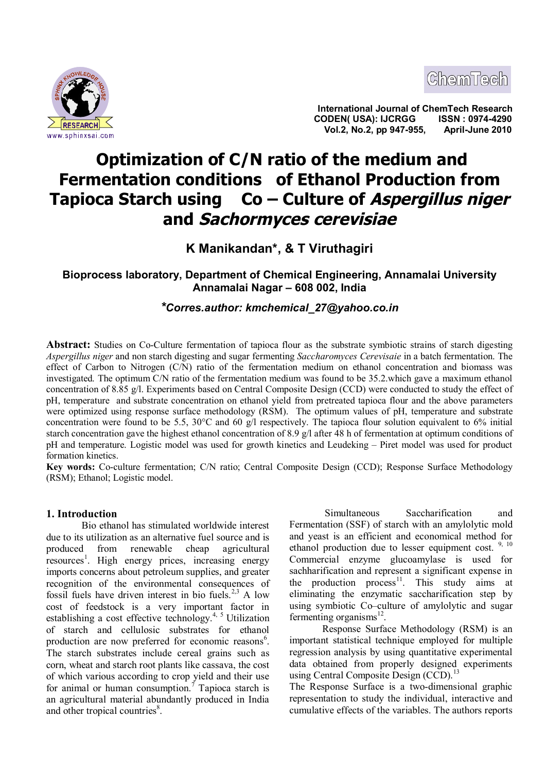# Optimization of C/N ratio of the medium and Fermentation conditions of Ethanol Production from Tapioca Starch using Co – Culture of *Aspergillus niger* and *Sachormyces cerevisiae*

**K Manikandan\*, & T Viruthagiri**

**Bioprocess laboratory, Department of Chemical Engineering, Annamalai University Annamalai Nagar – 608 002, India**

***\*Corres.author: kmchemical_27@yahoo.co.in***

**Abstract:** Studies on Co-Culture fermentation of tapioca flour as the substrate symbiotic strains of starch digesting *Aspergillus niger* and non starch digesting and sugar fermenting *Saccharomyces Cerevisaie* in a batch fermentation. The effect of Carbon to Nitrogen (C/N) ratio of the fermentation medium on ethanol concentration and biomass was investigated. The optimum C/N ratio of the fermentation medium was found to be 35.2.which gave a maximum ethanol concentration of 8.85 g/l. Experiments based on Central Composite Design (CCD) were conducted to study the effect of pH, temperature and substrate concentration on ethanol yield from pretreated tapioca flour and the above parameters were optimized using response surface methodology (RSM). The optimum values of pH, temperature and substrate concentration were found to be 5.5, 30°C and 60 g/l respectively. The tapioca flour solution equivalent to 6% initial starch concentration gave the highest ethanol concentration of 8.9 g/l after 48 h of fermentation at optimum conditions of pH and temperature. Logistic model was used for growth kinetics and Leudeking – Piret model was used for product formation kinetics.

**Key words:** Co-culture fermentation; C/N ratio; Central Composite Design (CCD); Response Surface Methodology (RSM); Ethanol; Logistic model.

## 1. Introduction

Bio ethanol has stimulated worldwide interest due to its utilization as an alternative fuel source and is produced from renewable cheap agricultural resources[1]. High energy prices, increasing energy imports concerns about petroleum supplies, and greater recognition of the environmental consequences of fossil fuels have driven interest in bio fuels.[2,3] A low cost of feedstock is a very important factor in establishing a cost effective technology.[4, 5] Utilization of starch and cellulosic substrates for ethanol production are now preferred for economic reasons[6]. The starch substrates include cereal grains such as corn, wheat and starch root plants like cassava, the cost of which various according to crop yield and their use for animal or human consumption.[7] Tapioca starch is an agricultural material abundantly produced in India and other tropical countries[8].

Simultaneous Saccharification and Fermentation (SSF) of starch with an amylolytic mold and yeast is an efficient and economical method for ethanol production due to lesser equipment cost. [9, 10] Commercial enzyme glucoamylase is used for sachharification and represent a significant expense in the production process[11]. This study aims at eliminating the enzymatic saccharification step by using symbiotic Co–culture of amylolytic and sugar fermenting organisms[12].

Response Surface Methodology (RSM) is an important statistical technique employed for multiple regression analysis by using quantitative experimental data obtained from properly designed experiments using Central Composite Design (CCD).[13] The Response Surface is a two-dimensional graphic representation to study the individual, interactive and cumulative effects of the variables. The authors reports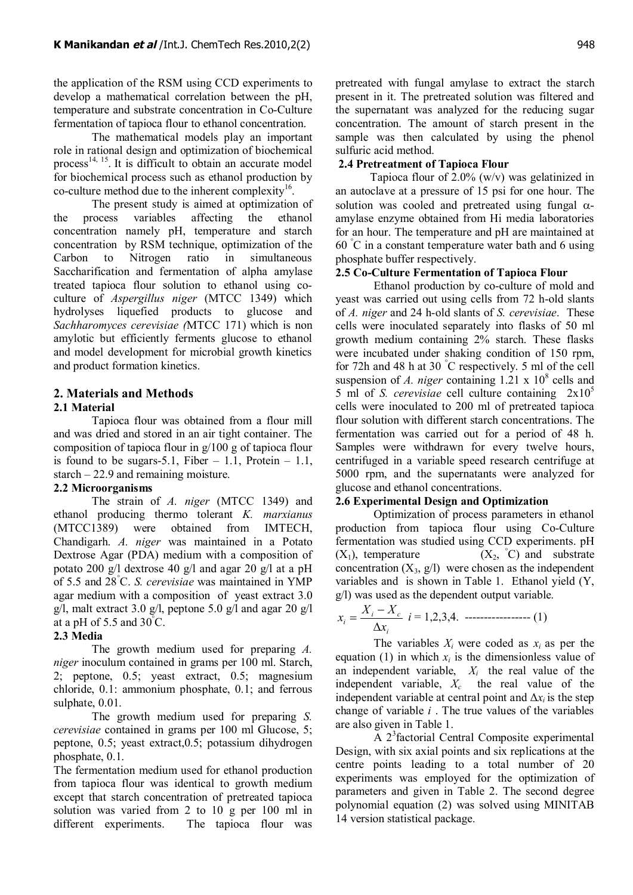the application of the RSM using CCD experiments to develop a mathematical correlation between the pH, temperature and substrate concentration in Co-Culture fermentation of tapioca flour to ethanol concentration.

The mathematical models play an important role in rational design and optimization of biochemical process[14, 15]. It is difficult to obtain an accurate model for biochemical process such as ethanol production by co-culture method due to the inherent complexity[16].

The present study is aimed at optimization of the process variables affecting the ethanol concentration namely pH, temperature and starch concentration by RSM technique, optimization of the Carbon to Nitrogen ratio in simultaneous Saccharification and fermentation of alpha amylase treated tapioca flour solution to ethanol using co-culture of *Aspergillus niger* (MTCC 1349) which hydrolyses liquefied products to glucose and *Sachharomyces cerevisiae (*MTCC 171) which is non amylotic but efficiently ferments glucose to ethanol and model development for microbial growth kinetics and product formation kinetics.

## 2. Materials and Methods

### 2.1 Material

Tapioca flour was obtained from a flour mill and was dried and stored in an air tight container. The composition of tapioca flour in g/100 g of tapioca flour is found to be sugars-5.1, Fiber – 1.1, Protein – 1.1, starch – 22.9 and remaining moisture.

### 2.2 Microorganisms

The strain of *A. niger* (MTCC 1349) and ethanol producing thermo tolerant *K. marxianus* (MTCC1389) were obtained from IMTECH, Chandigarh. *A. niger* was maintained in a Potato Dextrose Agar (PDA) medium with a composition of potato 200 g/l dextrose 40 g/l and agar 20 g/l at a pH of 5.5 and 28°C. *S. cerevisiae* was maintained in YMP agar medium with a composition of yeast extract 3.0 g/l, malt extract 3.0 g/l, peptone 5.0 g/l and agar 20 g/l at a pH of 5.5 and 30°C.

### 2.3 Media

The growth medium used for preparing *A. niger* inoculum contained in grams per 100 ml. Starch, 2; peptone, 0.5; yeast extract, 0.5; magnesium chloride, 0.1: ammonium phosphate, 0.1; and ferrous sulphate, 0.01.

The growth medium used for preparing *S. cerevisiae* contained in grams per 100 ml Glucose, 5; peptone, 0.5; yeast extract,0.5; potassium dihydrogen phosphate, 0.1.

The fermentation medium used for ethanol production from tapioca flour was identical to growth medium except that starch concentration of pretreated tapioca solution was varied from 2 to 10 g per 100 ml in different experiments. The tapioca flour was pretreated with fungal amylase to extract the starch present in it. The pretreated solution was filtered and the supernatant was analyzed for the reducing sugar concentration. The amount of starch present in the sample was then calculated by using the phenol sulfuric acid method.

### 2.4 Pretreatment of Tapioca Flour

Tapioca flour of 2.0% (w/v) was gelatinized in an autoclave at a pressure of 15 psi for one hour. The solution was cooled and pretreated using fungal α-amylase enzyme obtained from Hi media laboratories for an hour. The temperature and pH are maintained at 60 °C in a constant temperature water bath and 6 using phosphate buffer respectively.

### 2.5 Co-Culture Fermentation of Tapioca Flour

Ethanol production by co-culture of mold and yeast was carried out using cells from 72 h-old slants of *A. niger* and 24 h-old slants of *S. cerevisiae*. These cells were inoculated separately into flasks of 50 ml growth medium containing 2% starch. These flasks were incubated under shaking condition of 150 rpm, for 72h and 48 h at 30 °C respectively. 5 ml of the cell suspension of *A. niger* containing $1.21 \times 10^8$ cells and 5 ml of *S. cerevisiae* cell culture containing $2 \times 10^5$ cells were inoculated to 200 ml of pretreated tapioca flour solution with different starch concentrations. The fermentation was carried out for a period of 48 h. Samples were withdrawn for every twelve hours, centrifuged in a variable speed research centrifuge at 5000 rpm, and the supernatants were analyzed for glucose and ethanol concentrations.

### 2.6 Experimental Design and Optimization

Optimization of process parameters in ethanol production from tapioca flour using Co-Culture fermentation was studied using CCD experiments. pH ($X_1$), temperature ($X_2$, °C) and substrate concentration ($X_3$, g/l) were chosen as the independent variables and is shown in Table 1. Ethanol yield (Y, g/l) was used as the dependent output variable.

$$x_i = \frac{X_i - X_c}{\Delta x_i} \quad i = 1,2,3,4. \quad \text{-----------------} \ (1)$$

The variables $X_i$ were coded as $x_i$ as per the equation (1) in which $x_i$ is the dimensionless value of an independent variable, $X_i$ the real value of the independent variable, $X_c$ the real value of the independent variable at central point and $\Delta x_i$ is the step change of variable $i$ . The true values of the variables are also given in Table 1.

A $2^3$factorial Central Composite experimental Design, with six axial points and six replications at the centre points leading to a total number of 20 experiments was employed for the optimization of parameters and given in Table 2. The second degree polynomial equation (2) was solved using MINITAB 14 version statistical package.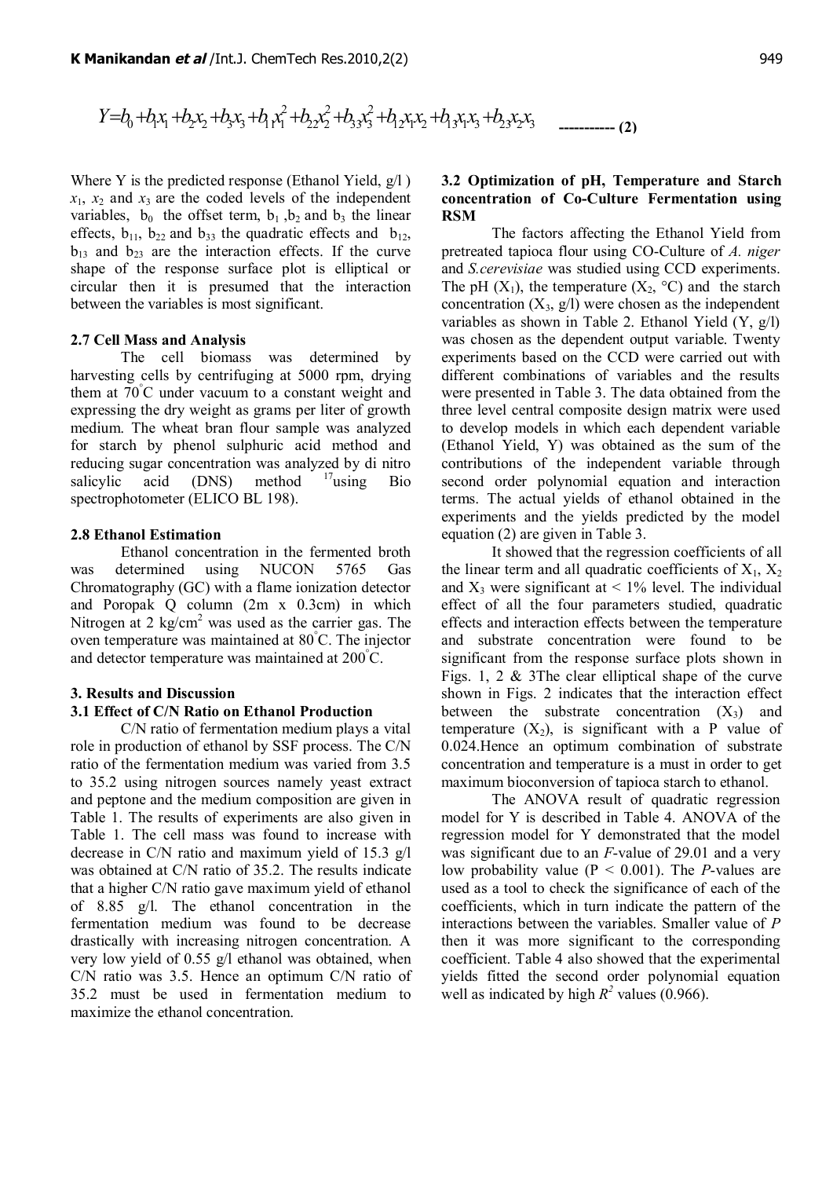$$Y = b_0 + b_1x_1 + b_2x_2 + b_3x_3 + b_{11}x_1^2 + b_{22}x_2^2 + b_{33}x_3^2 + b_{12}x_1x_2 + b_{13}x_1x_3 + b_{23}x_2x_3 \quad \text{----------- (2)}$$

Where Y is the predicted response (Ethanol Yield, g/l ) $x_1$, $x_2$ and $x_3$ are the coded levels of the independent variables, $b_0$ the offset term, $b_1$ ,$b_2$ and $b_3$ the linear effects, $b_{11}$, $b_{22}$ and $b_{33}$ the quadratic effects and $b_{12}$, $b_{13}$ and $b_{23}$ are the interaction effects. If the curve shape of the response surface plot is elliptical or circular then it is presumed that the interaction between the variables is most significant.

### 2.7 Cell Mass and Analysis

The cell biomass was determined by harvesting cells by centrifuging at 5000 rpm, drying them at 70°C under vacuum to a constant weight and expressing the dry weight as grams per liter of growth medium. The wheat bran flour sample was analyzed for starch by phenol sulphuric acid method and reducing sugar concentration was analyzed by di nitro salicylic acid (DNS) method [17]using Bio spectrophotometer (ELICO BL 198).

### 2.8 Ethanol Estimation

Ethanol concentration in the fermented broth was determined using NUCON 5765 Gas Chromatography (GC) with a flame ionization detector and Poropak Q column (2m x 0.3cm) in which Nitrogen at 2 kg/cm$^2$ was used as the carrier gas. The oven temperature was maintained at 80°C. The injector and detector temperature was maintained at 200°C.

## 3. Results and Discussion

### 3.1 Effect of C/N Ratio on Ethanol Production

C/N ratio of fermentation medium plays a vital role in production of ethanol by SSF process. The C/N ratio of the fermentation medium was varied from 3.5 to 35.2 using nitrogen sources namely yeast extract and peptone and the medium composition are given in Table 1. The results of experiments are also given in Table 1. The cell mass was found to increase with decrease in C/N ratio and maximum yield of 15.3 g/l was obtained at C/N ratio of 35.2. The results indicate that a higher C/N ratio gave maximum yield of ethanol of 8.85 g/l. The ethanol concentration in the fermentation medium was found to be decrease drastically with increasing nitrogen concentration. A very low yield of 0.55 g/l ethanol was obtained, when C/N ratio was 3.5. Hence an optimum C/N ratio of 35.2 must be used in fermentation medium to maximize the ethanol concentration.

### 3.2 Optimization of pH, Temperature and Starch concentration of Co-Culture Fermentation using RSM

The factors affecting the Ethanol Yield from pretreated tapioca flour using CO-Culture of *A. niger* and *S.cerevisiae* was studied using CCD experiments. The pH ($X_1$), the temperature ($X_2$, °C) and the starch concentration ($X_3$, g/l) were chosen as the independent variables as shown in Table 2. Ethanol Yield (Y, g/l) was chosen as the dependent output variable. Twenty experiments based on the CCD were carried out with different combinations of variables and the results were presented in Table 3. The data obtained from the three level central composite design matrix were used to develop models in which each dependent variable (Ethanol Yield, Y) was obtained as the sum of the contributions of the independent variable through second order polynomial equation and interaction terms. The actual yields of ethanol obtained in the experiments and the yields predicted by the model equation (2) are given in Table 3.

It showed that the regression coefficients of all the linear term and all quadratic coefficients of $X_1$, $X_2$ and $X_3$ were significant at < 1% level. The individual effect of all the four parameters studied, quadratic effects and interaction effects between the temperature and substrate concentration were found to be significant from the response surface plots shown in Figs. 1, 2 & 3The clear elliptical shape of the curve shown in Figs. 2 indicates that the interaction effect between the substrate concentration ($X_3$) and temperature ($X_2$), is significant with a P value of 0.024.Hence an optimum combination of substrate concentration and temperature is a must in order to get maximum bioconversion of tapioca starch to ethanol.

The ANOVA result of quadratic regression model for Y is described in Table 4. ANOVA of the regression model for Y demonstrated that the model was significant due to an *F*-value of 29.01 and a very low probability value ($P < 0.001$). The *P*-values are used as a tool to check the significance of each of the coefficients, which in turn indicate the pattern of the interactions between the variables. Smaller value of *P* then it was more significant to the corresponding coefficient. Table 4 also showed that the experimental yields fitted the second order polynomial equation well as indicated by high $R^2$ values (0.966).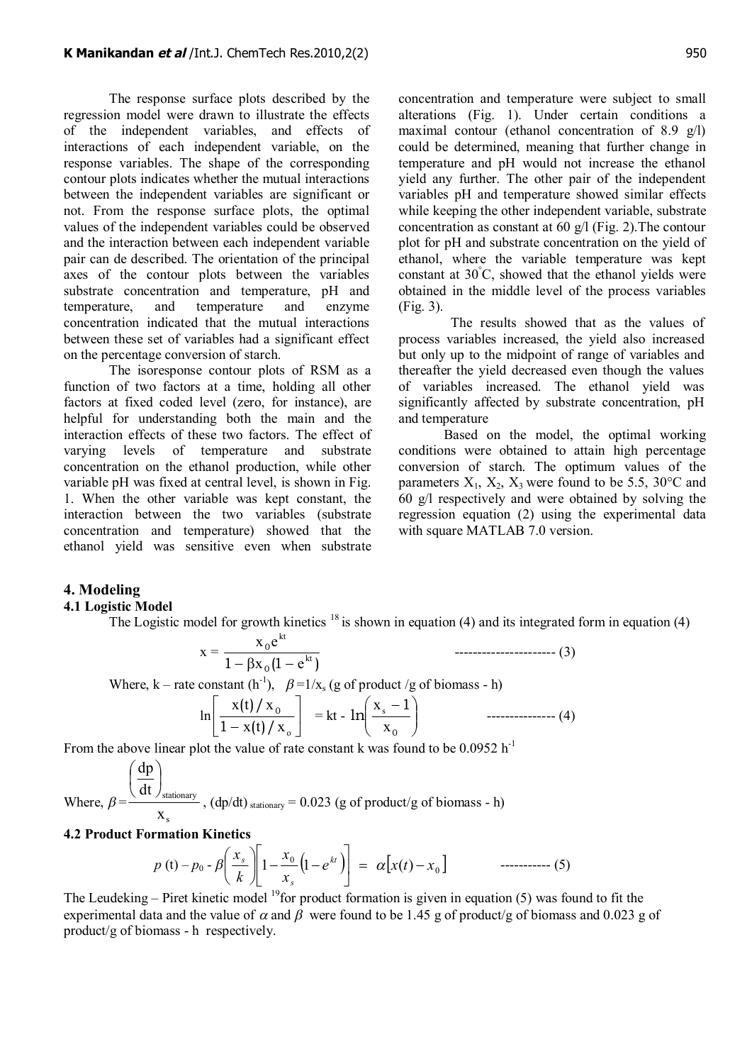The response surface plots described by the regression model were drawn to illustrate the effects of the independent variables, and effects of interactions of each independent variable, on the response variables. The shape of the corresponding contour plots indicates whether the mutual interactions between the independent variables are significant or not. From the response surface plots, the optimal values of the independent variables could be observed and the interaction between each independent variable pair can de described. The orientation of the principal axes of the contour plots between the variables substrate concentration and temperature, pH and temperature, and temperature and enzyme concentration indicated that the mutual interactions between these set of variables had a significant effect on the percentage conversion of starch.

The isoresponse contour plots of RSM as a function of two factors at a time, holding all other factors at fixed coded level (zero, for instance), are helpful for understanding both the main and the interaction effects of these two factors. The effect of varying levels of temperature and substrate concentration on the ethanol production, while other variable pH was fixed at central level, is shown in Fig. 1. When the other variable was kept constant, the interaction between the two variables (substrate concentration and temperature) showed that the ethanol yield was sensitive even when substrate concentration and temperature were subject to small alterations (Fig. 1). Under certain conditions a maximal contour (ethanol concentration of 8.9 g/l) could be determined, meaning that further change in temperature and pH would not increase the ethanol yield any further. The other pair of the independent variables pH and temperature showed similar effects while keeping the other independent variable, substrate concentration as constant at 60 g/l (Fig. 2).The contour plot for pH and substrate concentration on the yield of ethanol, where the variable temperature was kept constant at 30°C, showed that the ethanol yields were obtained in the middle level of the process variables (Fig. 3).

The results showed that as the values of process variables increased, the yield also increased but only up to the midpoint of range of variables and thereafter the yield decreased even though the values of variables increased. The ethanol yield was significantly affected by substrate concentration, pH and temperature

Based on the model, the optimal working conditions were obtained to attain high percentage conversion of starch. The optimum values of the parameters $X_1$, $X_2$, $X_3$ were found to be 5.5, 30°C and 60 g/l respectively and were obtained by solving the regression equation (2) using the experimental data with square MATLAB 7.0 version.

## 4. Modeling

### 4.1 Logistic Model

The Logistic model for growth kinetics [18] is shown in equation (4) and its integrated form in equation (4)

$$x = \frac{x_0 e^{kt}}{1 - \beta x_0 (1 - e^{kt})} \quad \text{---------------------- (3)}$$

Where, k – rate constant ($h^{-1}$), $\beta = 1/x_s$ (g of product /g of biomass - h)

$$\ln\left[\frac{x(t)/x_0}{1 - x(t)/x_o}\right] = kt - \ln\left(\frac{x_s - 1}{x_0}\right) \quad \text{--------------- (4)}$$

From the above linear plot the value of rate constant k was found to be 0.0952 $h^{-1}$

Where, $\beta = \dfrac{\left(\dfrac{dp}{dt}\right)_{stationary}}{x_s}$, $(dp/dt)_{stationary} = 0.023$ (g of product/g of biomass - h)

### 4.2 Product Formation Kinetics

$$p(t) - p_0 - \beta\left(\frac{x_s}{k}\right)\left[1 - \frac{x_0}{x_s}\left(1 - e^{kt}\right)\right] = \alpha\left[x(t) - x_0\right] \quad \text{----------- (5)}$$

The Leudeking – Piret kinetic model [19] for product formation is given in equation (5) was found to fit the experimental data and the value of $\alpha$ and $\beta$ were found to be 1.45 g of product/g of biomass and 0.023 g of product/g of biomass - h respectively.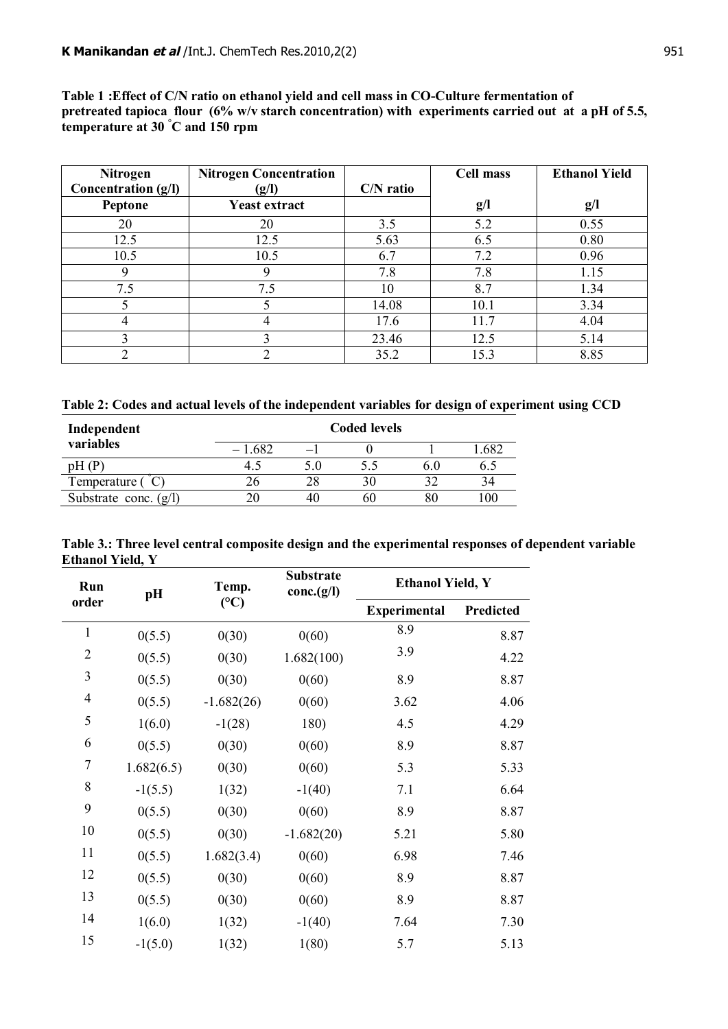**Table 1 :Effect of C/N ratio on ethanol yield and cell mass in CO-Culture fermentation of pretreated tapioca flour (6% w/v starch concentration) with experiments carried out at a pH of 5.5, temperature at 30 °C and 150 rpm**

| Nitrogen Concentration (g/l) | Nitrogen Concentration (g/l) | C/N ratio | Cell mass | Ethanol Yield |
|---|---|---|---|---|
| Peptone | Yeast extract | | g/l | g/l |
| 20 | 20 | 3.5 | 5.2 | 0.55 |
| 12.5 | 12.5 | 5.63 | 6.5 | 0.80 |
| 10.5 | 10.5 | 6.7 | 7.2 | 0.96 |
| 9 | 9 | 7.8 | 7.8 | 1.15 |
| 7.5 | 7.5 | 10 | 8.7 | 1.34 |
| 5 | 5 | 14.08 | 10.1 | 3.34 |
| 4 | 4 | 17.6 | 11.7 | 4.04 |
| 3 | 3 | 23.46 | 12.5 | 5.14 |
| 2 | 2 | 35.2 | 15.3 | 8.85 |

**Table 2: Codes and actual levels of the independent variables for design of experiment using CCD**

| Independent variables | Coded levels | | | | |
|---|---|---|---|---|---|
| | – 1.682 | –1 | 0 | 1 | 1.682 |
| pH (P) | 4.5 | 5.0 | 5.5 | 6.0 | 6.5 |
| Temperature ( °C) | 26 | 28 | 30 | 32 | 34 |
| Substrate conc. (g/l) | 20 | 40 | 60 | 80 | 100 |

**Table 3.: Three level central composite design and the experimental responses of dependent variable Ethanol Yield, Y**

| Run order | pH | Temp. (°C) | Substrate conc.(g/l) | Ethanol Yield, Y | |
|---|---|---|---|---|---|
| | | | | Experimental | Predicted |
| 1 | 0(5.5) | 0(30) | 0(60) | 8.9 | 8.87 |
| 2 | 0(5.5) | 0(30) | 1.682(100) | 3.9 | 4.22 |
| 3 | 0(5.5) | 0(30) | 0(60) | 8.9 | 8.87 |
| 4 | 0(5.5) | -1.682(26) | 0(60) | 3.62 | 4.06 |
| 5 | 1(6.0) | -1(28) | 180) | 4.5 | 4.29 |
| 6 | 0(5.5) | 0(30) | 0(60) | 8.9 | 8.87 |
| 7 | 1.682(6.5) | 0(30) | 0(60) | 5.3 | 5.33 |
| 8 | -1(5.5) | 1(32) | -1(40) | 7.1 | 6.64 |
| 9 | 0(5.5) | 0(30) | 0(60) | 8.9 | 8.87 |
| 10 | 0(5.5) | 0(30) | -1.682(20) | 5.21 | 5.80 |
| 11 | 0(5.5) | 1.682(3.4) | 0(60) | 6.98 | 7.46 |
| 12 | 0(5.5) | 0(30) | 0(60) | 8.9 | 8.87 |
| 13 | 0(5.5) | 0(30) | 0(60) | 8.9 | 8.87 |
| 14 | 1(6.0) | 1(32) | -1(40) | 7.64 | 7.30 |
| 15 | -1(5.0) | 1(32) | 1(80) | 5.7 | 5.13 |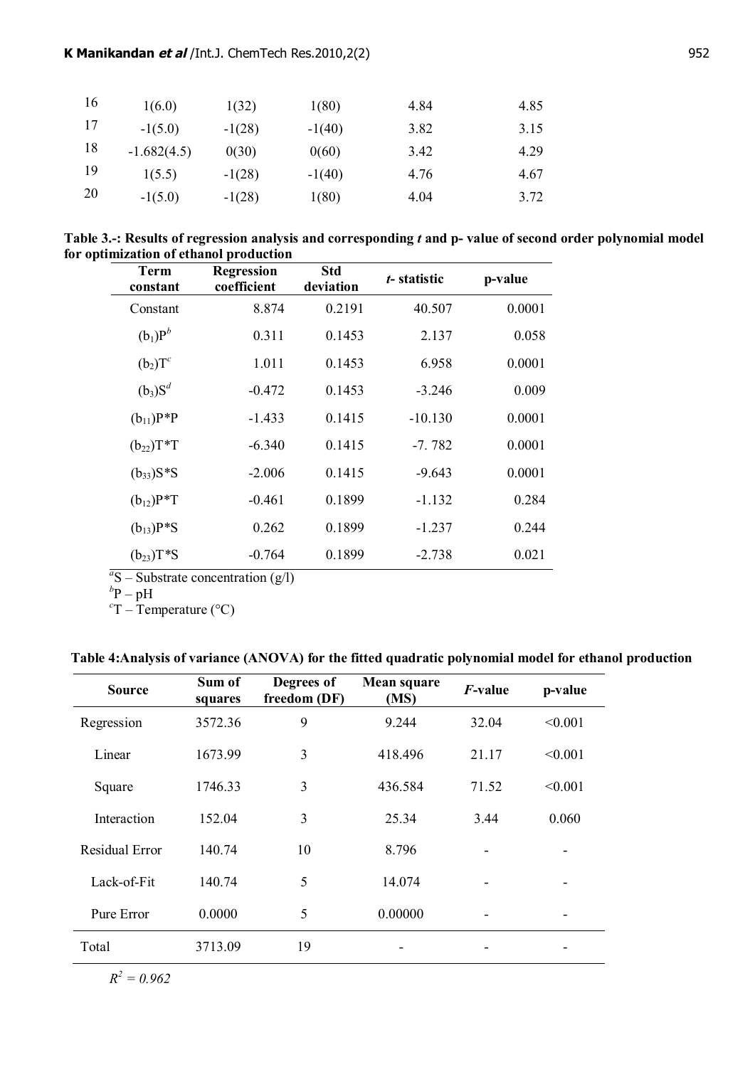| 16 | 1(6.0) | 1(32) | 1(80) | 4.84 | 4.85 |
|---|---|---|---|---|---|
| 17 | -1(5.0) | -1(28) | -1(40) | 3.82 | 3.15 |
| 18 | -1.682(4.5) | 0(30) | 0(60) | 3.42 | 4.29 |
| 19 | 1(5.5) | -1(28) | -1(40) | 4.76 | 4.67 |
| 20 | -1(5.0) | -1(28) | 1(80) | 4.04 | 3.72 |

**Table 3.-: Results of regression analysis and corresponding *t* and p- value of second order polynomial model for optimization of ethanol production**

| Term constant | Regression coefficient | Std deviation | *t*- statistic | p-value |
|---|---|---|---|---|
| Constant | 8.874 | 0.2191 | 40.507 | 0.0001 |
| $(b_1)P^b$ | 0.311 | 0.1453 | 2.137 | 0.058 |
| $(b_2)T^c$ | 1.011 | 0.1453 | 6.958 | 0.0001 |
| $(b_3)S^d$ | -0.472 | 0.1453 | -3.246 | 0.009 |
| $(b_{11})P*P$ | -1.433 | 0.1415 | -10.130 | 0.0001 |
| $(b_{22})T*T$ | -6.340 | 0.1415 | -7. 782 | 0.0001 |
| $(b_{33})S*S$ | -2.006 | 0.1415 | -9.643 | 0.0001 |
| $(b_{12})P*T$ | -0.461 | 0.1899 | -1.132 | 0.284 |
| $(b_{13})P*S$ | 0.262 | 0.1899 | -1.237 | 0.244 |
| $(b_{23})T*S$ | -0.764 | 0.1899 | -2.738 | 0.021 |

[a]S – Substrate concentration (g/l)
[b]P – pH
[c]T – Temperature (°C)

**Table 4:Analysis of variance (ANOVA) for the fitted quadratic polynomial model for ethanol production**

| Source | Sum of squares | Degrees of freedom (DF) | Mean square (MS) | *F*-value | p-value |
|---|---|---|---|---|---|
| Regression | 3572.36 | 9 | 9.244 | 32.04 | <0.001 |
| Linear | 1673.99 | 3 | 418.496 | 21.17 | <0.001 |
| Square | 1746.33 | 3 | 436.584 | 71.52 | <0.001 |
| Interaction | 152.04 | 3 | 25.34 | 3.44 | 0.060 |
| Residual Error | 140.74 | 10 | 8.796 | - | - |
| Lack-of-Fit | 140.74 | 5 | 14.074 | - | - |
| Pure Error | 0.0000 | 5 | 0.00000 | - | - |
| Total | 3713.09 | 19 | - | - | - |

$R^2 = 0.962$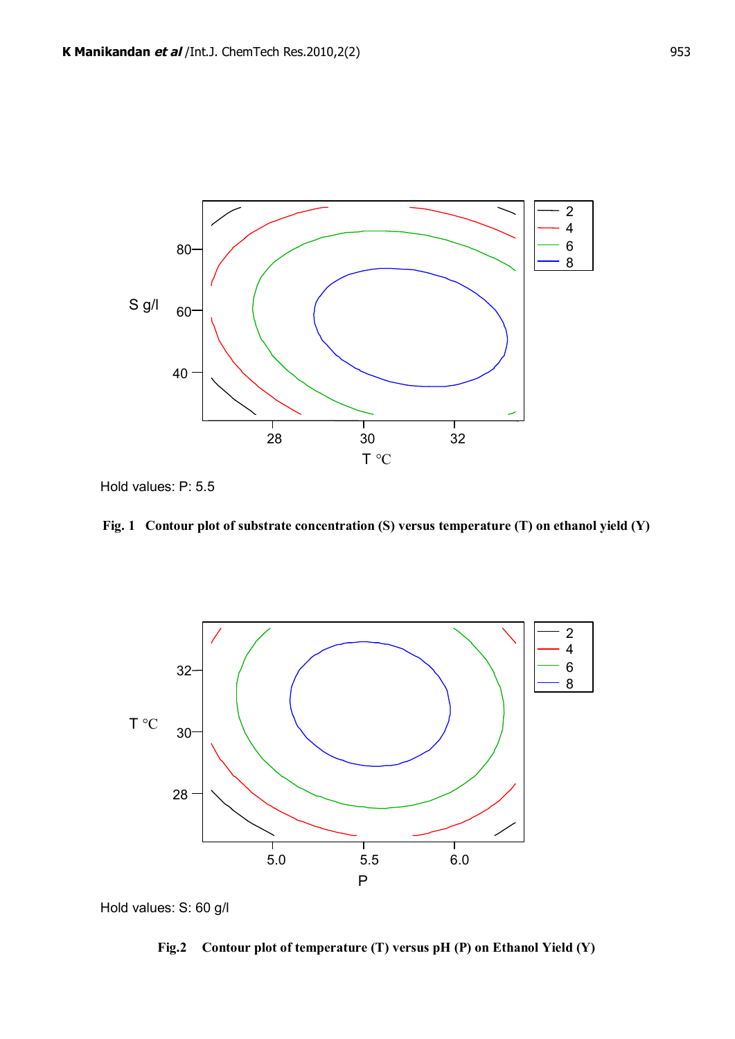Hold values: P: 5.5

**Fig. 1 Contour plot of substrate concentration (S) versus temperature (T) on ethanol yield (Y)**

Hold values: S: 60 g/l

**Fig.2 Contour plot of temperature (T) versus pH (P) on Ethanol Yield (Y)**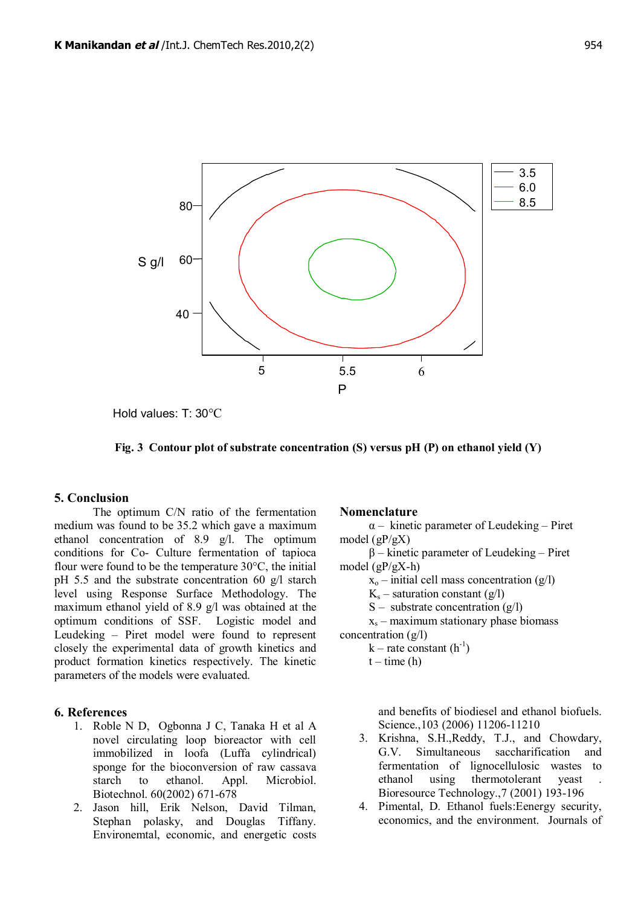Hold values: T: 30°C

**Fig. 3 Contour plot of substrate concentration (S) versus pH (P) on ethanol yield (Y)**

## 5. Conclusion

The optimum C/N ratio of the fermentation medium was found to be 35.2 which gave a maximum ethanol concentration of 8.9 g/l. The optimum conditions for Co- Culture fermentation of tapioca flour were found to be the temperature 30°C, the initial pH 5.5 and the substrate concentration 60 g/l starch level using Response Surface Methodology. The maximum ethanol yield of 8.9 g/l was obtained at the optimum conditions of SSF. Logistic model and Leudeking – Piret model were found to represent closely the experimental data of growth kinetics and product formation kinetics respectively. The kinetic parameters of the models were evaluated.

## Nomenclature

$\alpha$ – kinetic parameter of Leudeking – Piret model (gP/gX)

$\beta$ – kinetic parameter of Leudeking – Piret model (gP/gX-h)

$x_o$ – initial cell mass concentration (g/l)

$K_s$ – saturation constant (g/l)

S – substrate concentration (g/l)

$x_s$ – maximum stationary phase biomass concentration (g/l)

k – rate constant ($h^{-1}$)

t – time (h)

## 6. References

1. Roble N D, Ogbonna J C, Tanaka H et al A novel circulating loop bioreactor with cell immobilized in loofa (Luffa cylindrical) sponge for the bioconversion of raw cassava starch to ethanol. Appl. Microbiol. Biotechnol. 60(2002) 671-678
2. Jason hill, Erik Nelson, David Tilman, Stephan polasky, and Douglas Tiffany. Environemtal, economic, and energetic costs and benefits of biodiesel and ethanol biofuels. Science.,103 (2006) 11206-11210
3. Krishna, S.H.,Reddy, T.J., and Chowdary, G.V. Simultaneous saccharification and fermentation of lignocellulosic wastes to ethanol using thermotolerant yeast . Bioresource Technology.,7 (2001) 193-196
4. Pimental, D. Ethanol fuels:Eenergy security, economics, and the environment. Journals of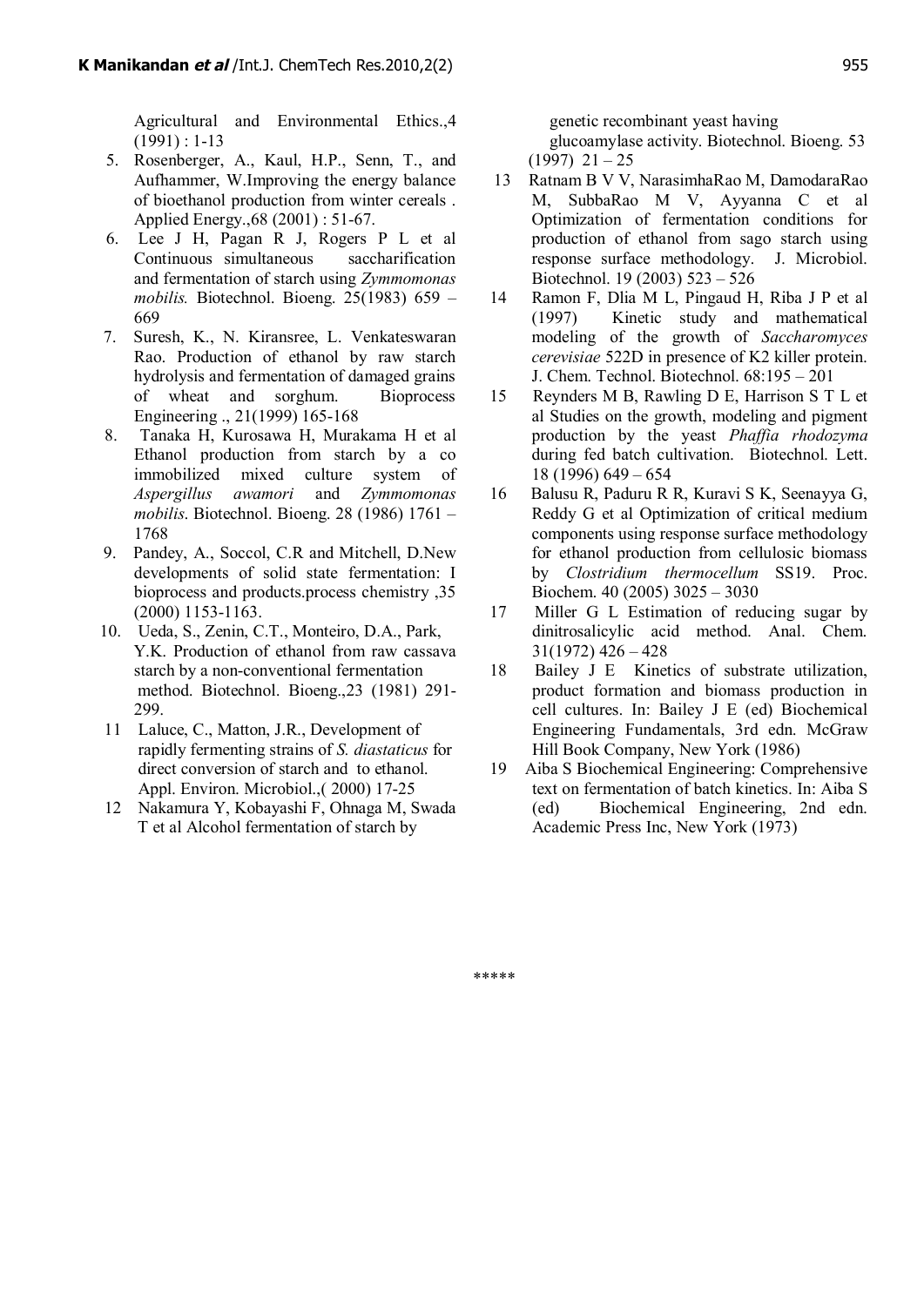Agricultural and Environmental Ethics.,4 (1991) : 1-13

5. Rosenberger, A., Kaul, H.P., Senn, T., and Aufhammer, W.Improving the energy balance of bioethanol production from winter cereals . Applied Energy.,68 (2001) : 51-67.
6. Lee J H, Pagan R J, Rogers P L et al Continuous simultaneous saccharification and fermentation of starch using *Zymmomonas mobilis.* Biotechnol. Bioeng. 25(1983) 659 – 669
7. Suresh, K., N. Kiransree, L. Venkateswaran Rao. Production of ethanol by raw starch hydrolysis and fermentation of damaged grains of wheat and sorghum. Bioprocess Engineering ., 21(1999) 165-168
8. Tanaka H, Kurosawa H, Murakama H et al Ethanol production from starch by a co immobilized mixed culture system of *Aspergillus awamori* and *Zymmomonas mobilis*. Biotechnol. Bioeng. 28 (1986) 1761 – 1768
9. Pandey, A., Soccol, C.R and Mitchell, D.New developments of solid state fermentation: I bioprocess and products.process chemistry ,35 (2000) 1153-1163.
10. Ueda, S., Zenin, C.T., Monteiro, D.A., Park, Y.K. Production of ethanol from raw cassava starch by a non-conventional fermentation method. Biotechnol. Bioeng.,23 (1981) 291-299.
11. Laluce, C., Matton, J.R., Development of rapidly fermenting strains of *S. diastaticus* for direct conversion of starch and to ethanol. Appl. Environ. Microbiol.,( 2000) 17-25
12. Nakamura Y, Kobayashi F, Ohnaga M, Swada T et al Alcohol fermentation of starch by genetic recombinant yeast having glucoamylase activity. Biotechnol. Bioeng. 53 (1997) 21 – 25
13. Ratnam B V V, NarasimhaRao M, DamodaraRao M, SubbaRao M V, Ayyanna C et al Optimization of fermentation conditions for production of ethanol from sago starch using response surface methodology. J. Microbiol. Biotechnol. 19 (2003) 523 – 526
14. Ramon F, Dlia M L, Pingaud H, Riba J P et al (1997) Kinetic study and mathematical modeling of the growth of *Saccharomyces cerevisiae* 522D in presence of K2 killer protein. J. Chem. Technol. Biotechnol. 68:195 – 201
15. Reynders M B, Rawling D E, Harrison S T L et al Studies on the growth, modeling and pigment production by the yeast *Phaffia rhodozyma* during fed batch cultivation. Biotechnol. Lett. 18 (1996) 649 – 654
16. Balusu R, Paduru R R, Kuravi S K, Seenayya G, Reddy G et al Optimization of critical medium components using response surface methodology for ethanol production from cellulosic biomass by *Clostridium thermocellum* SS19. Proc. Biochem. 40 (2005) 3025 – 3030
17. Miller G L Estimation of reducing sugar by dinitrosalicylic acid method. Anal. Chem. 31(1972) 426 – 428
18. Bailey J E Kinetics of substrate utilization, product formation and biomass production in cell cultures. In: Bailey J E (ed) Biochemical Engineering Fundamentals, 3rd edn. McGraw Hill Book Company, New York (1986)
19. Aiba S Biochemical Engineering: Comprehensive text on fermentation of batch kinetics. In: Aiba S (ed) Biochemical Engineering, 2nd edn. Academic Press Inc, New York (1973)

*****